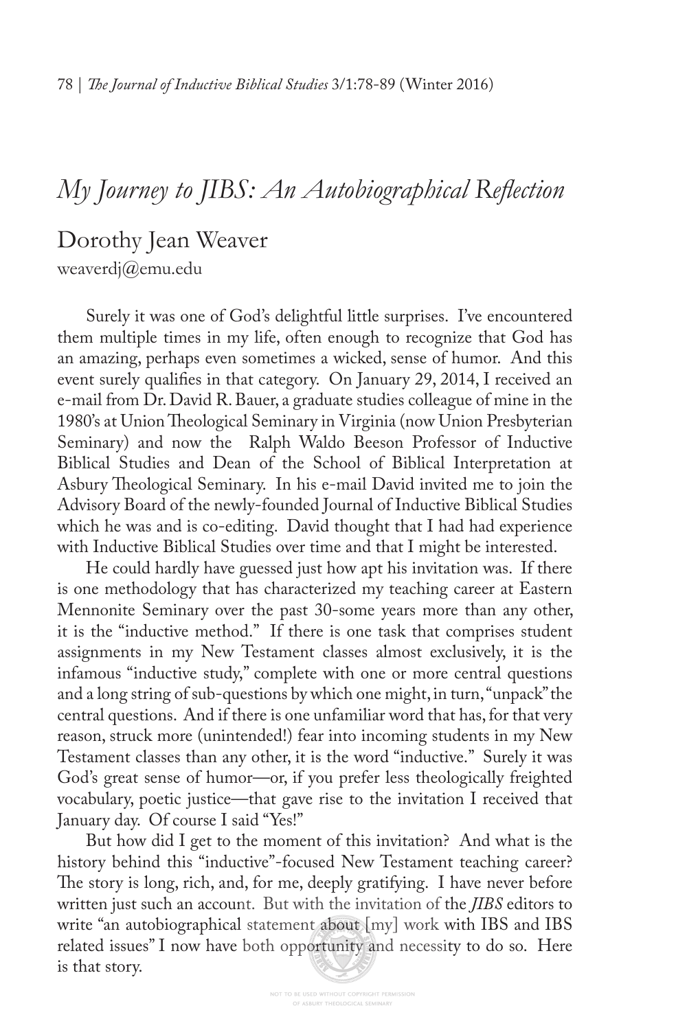# *My Journey to JIBS: An Autobiographical Reflection*

Dorothy Jean Weaver
weaverdj@emu.edu

Surely it was one of God's delightful little surprises. I've encountered them multiple times in my life, often enough to recognize that God has an amazing, perhaps even sometimes a wicked, sense of humor. And this event surely qualifies in that category. On January 29, 2014, I received an e-mail from Dr. David R. Bauer, a graduate studies colleague of mine in the 1980's at Union Theological Seminary in Virginia (now Union Presbyterian Seminary) and now the Ralph Waldo Beeson Professor of Inductive Biblical Studies and Dean of the School of Biblical Interpretation at Asbury Theological Seminary. In his e-mail David invited me to join the Advisory Board of the newly-founded Journal of Inductive Biblical Studies which he was and is co-editing. David thought that I had had experience with Inductive Biblical Studies over time and that I might be interested.

He could hardly have guessed just how apt his invitation was. If there is one methodology that has characterized my teaching career at Eastern Mennonite Seminary over the past 30-some years more than any other, it is the "inductive method." If there is one task that comprises student assignments in my New Testament classes almost exclusively, it is the infamous "inductive study," complete with one or more central questions and a long string of sub-questions by which one might, in turn, "unpack" the central questions. And if there is one unfamiliar word that has, for that very reason, struck more (unintended!) fear into incoming students in my New Testament classes than any other, it is the word "inductive." Surely it was God's great sense of humor—or, if you prefer less theologically freighted vocabulary, poetic justice—that gave rise to the invitation I received that January day. Of course I said "Yes!"

But how did I get to the moment of this invitation? And what is the history behind this "inductive"-focused New Testament teaching career? The story is long, rich, and, for me, deeply gratifying. I have never before written just such an account. But with the invitation of the *JIBS* editors to write "an autobiographical statement about [my] work with IBS and IBS related issues" I now have both opportunity and necessity to do so. Here is that story.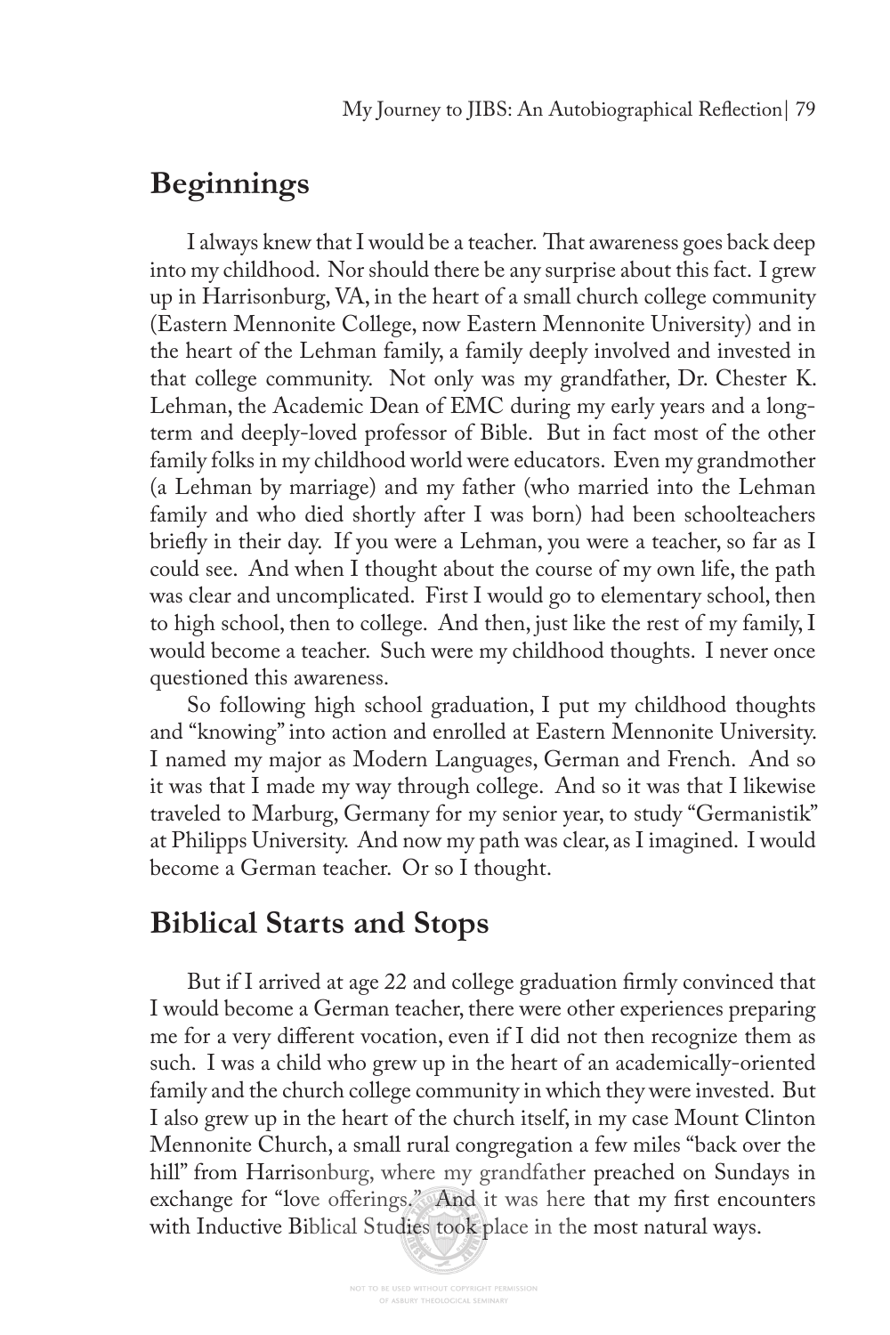## Beginnings

I always knew that I would be a teacher. That awareness goes back deep into my childhood. Nor should there be any surprise about this fact. I grew up in Harrisonburg, VA, in the heart of a small church college community (Eastern Mennonite College, now Eastern Mennonite University) and in the heart of the Lehman family, a family deeply involved and invested in that college community. Not only was my grandfather, Dr. Chester K. Lehman, the Academic Dean of EMC during my early years and a long-term and deeply-loved professor of Bible. But in fact most of the other family folks in my childhood world were educators. Even my grandmother (a Lehman by marriage) and my father (who married into the Lehman family and who died shortly after I was born) had been schoolteachers briefly in their day. If you were a Lehman, you were a teacher, so far as I could see. And when I thought about the course of my own life, the path was clear and uncomplicated. First I would go to elementary school, then to high school, then to college. And then, just like the rest of my family, I would become a teacher. Such were my childhood thoughts. I never once questioned this awareness.

So following high school graduation, I put my childhood thoughts and "knowing" into action and enrolled at Eastern Mennonite University. I named my major as Modern Languages, German and French. And so it was that I made my way through college. And so it was that I likewise traveled to Marburg, Germany for my senior year, to study "Germanistik" at Philipps University. And now my path was clear, as I imagined. I would become a German teacher. Or so I thought.

## Biblical Starts and Stops

But if I arrived at age 22 and college graduation firmly convinced that I would become a German teacher, there were other experiences preparing me for a very different vocation, even if I did not then recognize them as such. I was a child who grew up in the heart of an academically-oriented family and the church college community in which they were invested. But I also grew up in the heart of the church itself, in my case Mount Clinton Mennonite Church, a small rural congregation a few miles "back over the hill" from Harrisonburg, where my grandfather preached on Sundays in exchange for "love offerings." And it was here that my first encounters with Inductive Biblical Studies took place in the most natural ways.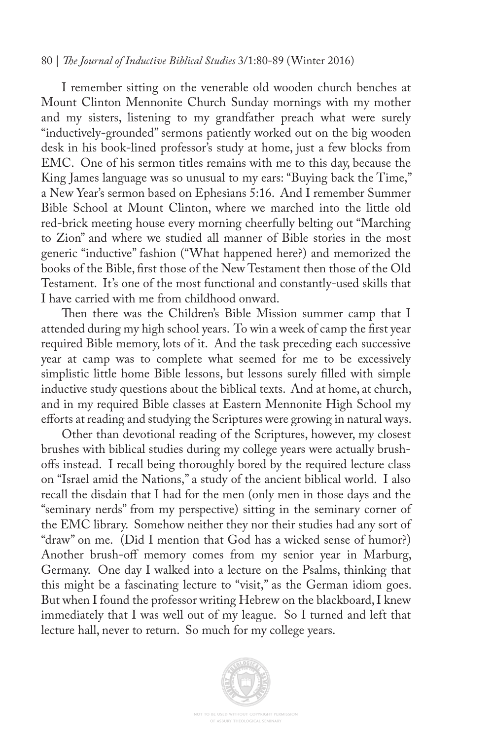I remember sitting on the venerable old wooden church benches at Mount Clinton Mennonite Church Sunday mornings with my mother and my sisters, listening to my grandfather preach what were surely "inductively-grounded" sermons patiently worked out on the big wooden desk in his book-lined professor's study at home, just a few blocks from EMC. One of his sermon titles remains with me to this day, because the King James language was so unusual to my ears: "Buying back the Time," a New Year's sermon based on Ephesians 5:16. And I remember Summer Bible School at Mount Clinton, where we marched into the little old red-brick meeting house every morning cheerfully belting out "Marching to Zion" and where we studied all manner of Bible stories in the most generic "inductive" fashion ("What happened here?) and memorized the books of the Bible, first those of the New Testament then those of the Old Testament. It's one of the most functional and constantly-used skills that I have carried with me from childhood onward.

Then there was the Children's Bible Mission summer camp that I attended during my high school years. To win a week of camp the first year required Bible memory, lots of it. And the task preceding each successive year at camp was to complete what seemed for me to be excessively simplistic little home Bible lessons, but lessons surely filled with simple inductive study questions about the biblical texts. And at home, at church, and in my required Bible classes at Eastern Mennonite High School my efforts at reading and studying the Scriptures were growing in natural ways.

Other than devotional reading of the Scriptures, however, my closest brushes with biblical studies during my college years were actually brush-offs instead. I recall being thoroughly bored by the required lecture class on "Israel amid the Nations," a study of the ancient biblical world. I also recall the disdain that I had for the men (only men in those days and the "seminary nerds" from my perspective) sitting in the seminary corner of the EMC library. Somehow neither they nor their studies had any sort of "draw" on me. (Did I mention that God has a wicked sense of humor?) Another brush-off memory comes from my senior year in Marburg, Germany. One day I walked into a lecture on the Psalms, thinking that this might be a fascinating lecture to "visit," as the German idiom goes. But when I found the professor writing Hebrew on the blackboard, I knew immediately that I was well out of my league. So I turned and left that lecture hall, never to return. So much for my college years.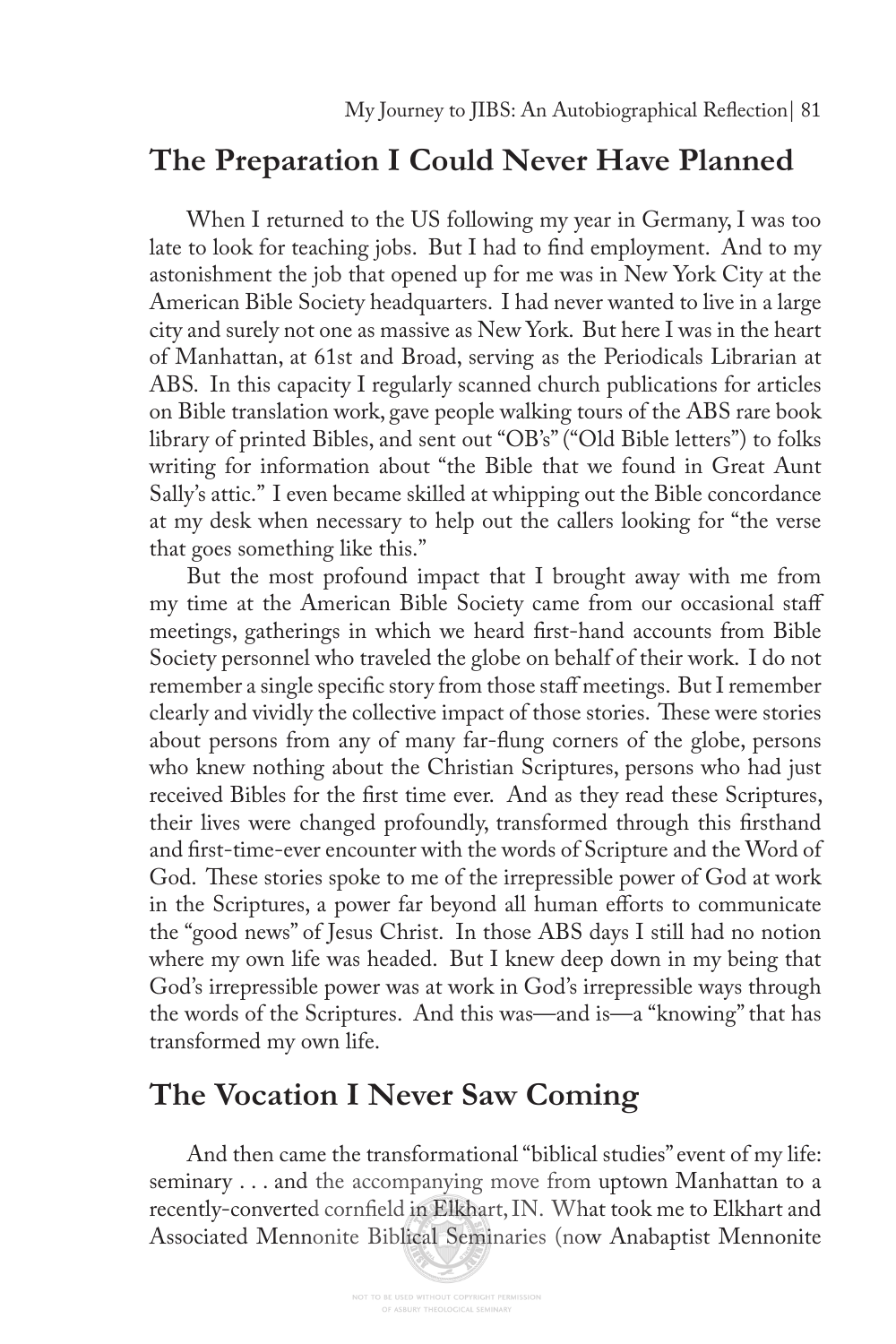## The Preparation I Could Never Have Planned

When I returned to the US following my year in Germany, I was too late to look for teaching jobs. But I had to find employment. And to my astonishment the job that opened up for me was in New York City at the American Bible Society headquarters. I had never wanted to live in a large city and surely not one as massive as New York. But here I was in the heart of Manhattan, at 61st and Broad, serving as the Periodicals Librarian at ABS. In this capacity I regularly scanned church publications for articles on Bible translation work, gave people walking tours of the ABS rare book library of printed Bibles, and sent out "OB's" ("Old Bible letters") to folks writing for information about "the Bible that we found in Great Aunt Sally's attic." I even became skilled at whipping out the Bible concordance at my desk when necessary to help out the callers looking for "the verse that goes something like this."

But the most profound impact that I brought away with me from my time at the American Bible Society came from our occasional staff meetings, gatherings in which we heard first-hand accounts from Bible Society personnel who traveled the globe on behalf of their work. I do not remember a single specific story from those staff meetings. But I remember clearly and vividly the collective impact of those stories. These were stories about persons from any of many far-flung corners of the globe, persons who knew nothing about the Christian Scriptures, persons who had just received Bibles for the first time ever. And as they read these Scriptures, their lives were changed profoundly, transformed through this firsthand and first-time-ever encounter with the words of Scripture and the Word of God. These stories spoke to me of the irrepressible power of God at work in the Scriptures, a power far beyond all human efforts to communicate the "good news" of Jesus Christ. In those ABS days I still had no notion where my own life was headed. But I knew deep down in my being that God's irrepressible power was at work in God's irrepressible ways through the words of the Scriptures. And this was—and is—a "knowing" that has transformed my own life.

## The Vocation I Never Saw Coming

And then came the transformational "biblical studies" event of my life: seminary . . . and the accompanying move from uptown Manhattan to a recently-converted cornfield in Elkhart, IN. What took me to Elkhart and Associated Mennonite Biblical Seminaries (now Anabaptist Mennonite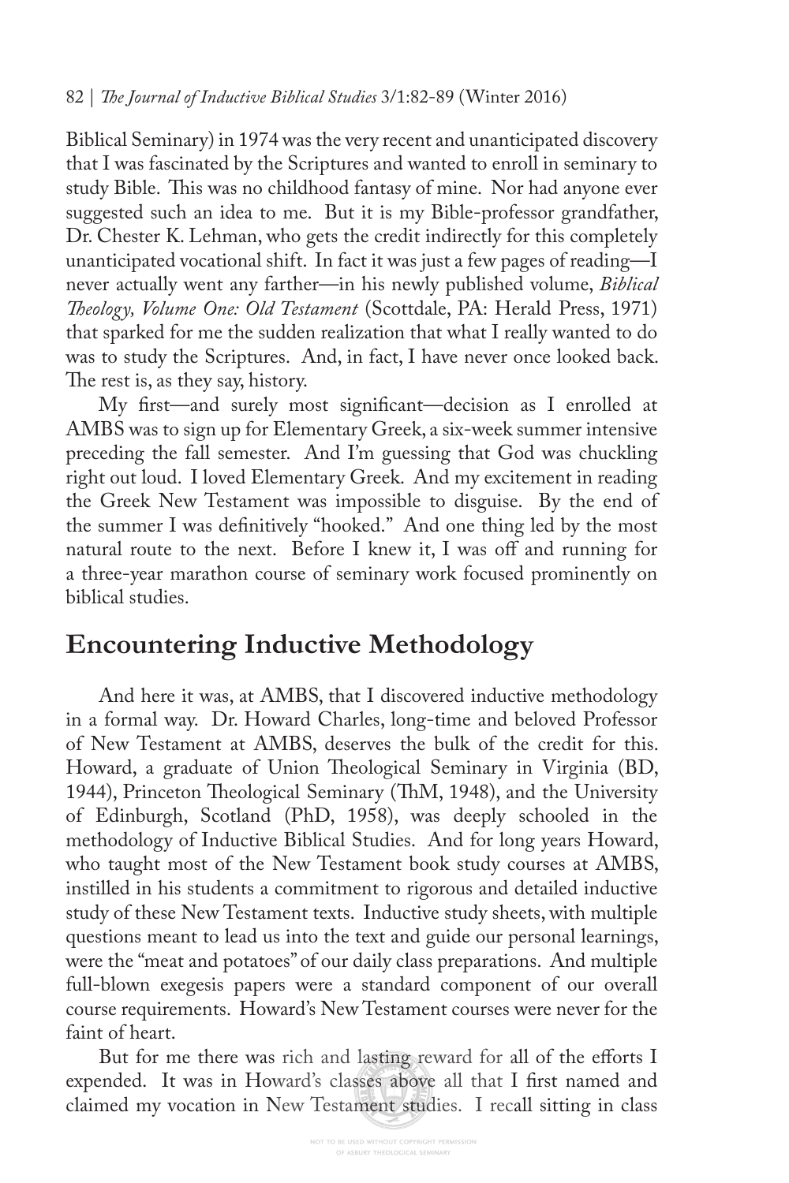Biblical Seminary) in 1974 was the very recent and unanticipated discovery that I was fascinated by the Scriptures and wanted to enroll in seminary to study Bible. This was no childhood fantasy of mine. Nor had anyone ever suggested such an idea to me. But it is my Bible-professor grandfather, Dr. Chester K. Lehman, who gets the credit indirectly for this completely unanticipated vocational shift. In fact it was just a few pages of reading—I never actually went any farther—in his newly published volume, *Biblical Theology, Volume One: Old Testament* (Scottdale, PA: Herald Press, 1971) that sparked for me the sudden realization that what I really wanted to do was to study the Scriptures. And, in fact, I have never once looked back. The rest is, as they say, history.

My first—and surely most significant—decision as I enrolled at AMBS was to sign up for Elementary Greek, a six-week summer intensive preceding the fall semester. And I'm guessing that God was chuckling right out loud. I loved Elementary Greek. And my excitement in reading the Greek New Testament was impossible to disguise. By the end of the summer I was definitively "hooked." And one thing led by the most natural route to the next. Before I knew it, I was off and running for a three-year marathon course of seminary work focused prominently on biblical studies.

## Encountering Inductive Methodology

And here it was, at AMBS, that I discovered inductive methodology in a formal way. Dr. Howard Charles, long-time and beloved Professor of New Testament at AMBS, deserves the bulk of the credit for this. Howard, a graduate of Union Theological Seminary in Virginia (BD, 1944), Princeton Theological Seminary (ThM, 1948), and the University of Edinburgh, Scotland (PhD, 1958), was deeply schooled in the methodology of Inductive Biblical Studies. And for long years Howard, who taught most of the New Testament book study courses at AMBS, instilled in his students a commitment to rigorous and detailed inductive study of these New Testament texts. Inductive study sheets, with multiple questions meant to lead us into the text and guide our personal learnings, were the "meat and potatoes" of our daily class preparations. And multiple full-blown exegesis papers were a standard component of our overall course requirements. Howard's New Testament courses were never for the faint of heart.

But for me there was rich and lasting reward for all of the efforts I expended. It was in Howard's classes above all that I first named and claimed my vocation in New Testament studies. I recall sitting in class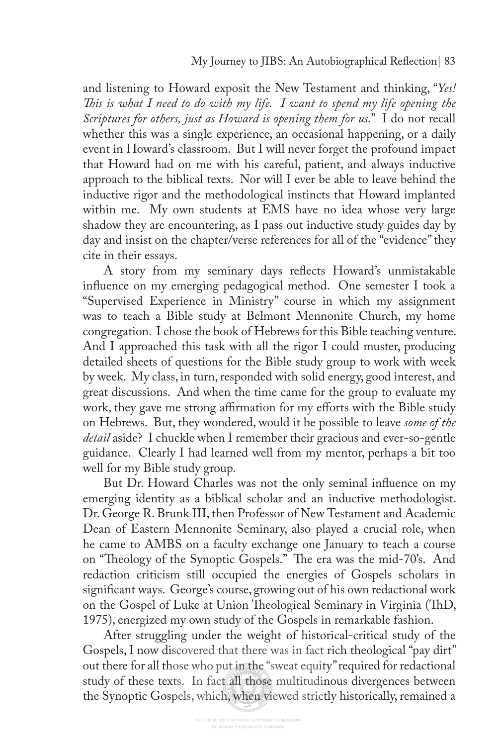and listening to Howard exposit the New Testament and thinking, "*Yes! This is what I need to do with my life. I want to spend my life opening the Scriptures for others, just as Howard is opening them for us.*" I do not recall whether this was a single experience, an occasional happening, or a daily event in Howard's classroom. But I will never forget the profound impact that Howard had on me with his careful, patient, and always inductive approach to the biblical texts. Nor will I ever be able to leave behind the inductive rigor and the methodological instincts that Howard implanted within me. My own students at EMS have no idea whose very large shadow they are encountering, as I pass out inductive study guides day by day and insist on the chapter/verse references for all of the "evidence" they cite in their essays.

A story from my seminary days reflects Howard's unmistakable influence on my emerging pedagogical method. One semester I took a "Supervised Experience in Ministry" course in which my assignment was to teach a Bible study at Belmont Mennonite Church, my home congregation. I chose the book of Hebrews for this Bible teaching venture. And I approached this task with all the rigor I could muster, producing detailed sheets of questions for the Bible study group to work with week by week. My class, in turn, responded with solid energy, good interest, and great discussions. And when the time came for the group to evaluate my work, they gave me strong affirmation for my efforts with the Bible study on Hebrews. But, they wondered, would it be possible to leave *some of the detail* aside? I chuckle when I remember their gracious and ever-so-gentle guidance. Clearly I had learned well from my mentor, perhaps a bit too well for my Bible study group.

But Dr. Howard Charles was not the only seminal influence on my emerging identity as a biblical scholar and an inductive methodologist. Dr. George R. Brunk III, then Professor of New Testament and Academic Dean of Eastern Mennonite Seminary, also played a crucial role, when he came to AMBS on a faculty exchange one January to teach a course on "Theology of the Synoptic Gospels." The era was the mid-70's. And redaction criticism still occupied the energies of Gospels scholars in significant ways. George's course, growing out of his own redactional work on the Gospel of Luke at Union Theological Seminary in Virginia (ThD, 1975), energized my own study of the Gospels in remarkable fashion.

After struggling under the weight of historical-critical study of the Gospels, I now discovered that there was in fact rich theological "pay dirt" out there for all those who put in the "sweat equity" required for redactional study of these texts. In fact all those multitudinous divergences between the Synoptic Gospels, which, when viewed strictly historically, remained a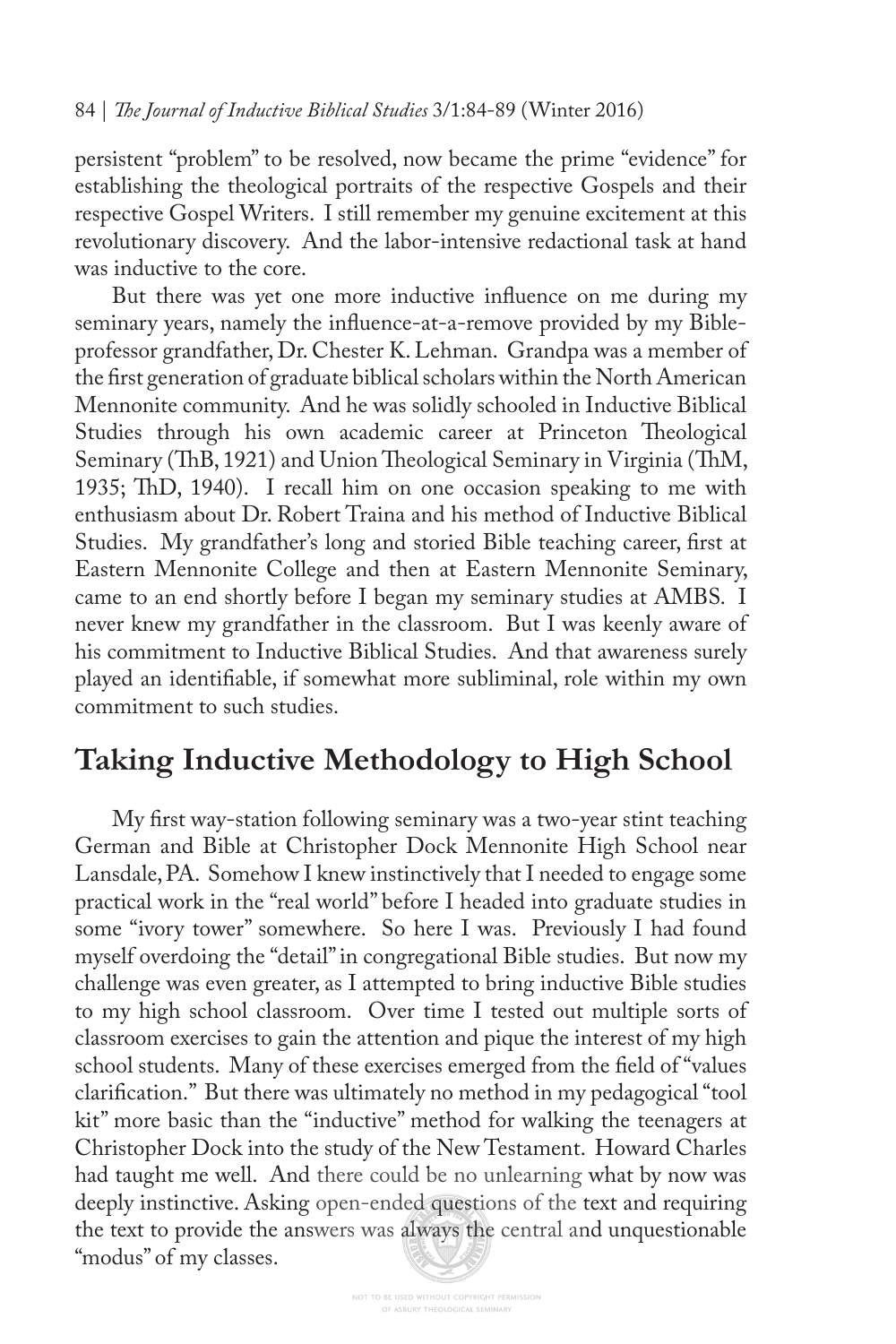persistent "problem" to be resolved, now became the prime "evidence" for establishing the theological portraits of the respective Gospels and their respective Gospel Writers. I still remember my genuine excitement at this revolutionary discovery. And the labor-intensive redactional task at hand was inductive to the core.

But there was yet one more inductive influence on me during my seminary years, namely the influence-at-a-remove provided by my Bible-professor grandfather, Dr. Chester K. Lehman. Grandpa was a member of the first generation of graduate biblical scholars within the North American Mennonite community. And he was solidly schooled in Inductive Biblical Studies through his own academic career at Princeton Theological Seminary (ThB, 1921) and Union Theological Seminary in Virginia (ThM, 1935; ThD, 1940). I recall him on one occasion speaking to me with enthusiasm about Dr. Robert Traina and his method of Inductive Biblical Studies. My grandfather's long and storied Bible teaching career, first at Eastern Mennonite College and then at Eastern Mennonite Seminary, came to an end shortly before I began my seminary studies at AMBS. I never knew my grandfather in the classroom. But I was keenly aware of his commitment to Inductive Biblical Studies. And that awareness surely played an identifiable, if somewhat more subliminal, role within my own commitment to such studies.

## Taking Inductive Methodology to High School

My first way-station following seminary was a two-year stint teaching German and Bible at Christopher Dock Mennonite High School near Lansdale, PA. Somehow I knew instinctively that I needed to engage some practical work in the "real world" before I headed into graduate studies in some "ivory tower" somewhere. So here I was. Previously I had found myself overdoing the "detail" in congregational Bible studies. But now my challenge was even greater, as I attempted to bring inductive Bible studies to my high school classroom. Over time I tested out multiple sorts of classroom exercises to gain the attention and pique the interest of my high school students. Many of these exercises emerged from the field of "values clarification." But there was ultimately no method in my pedagogical "tool kit" more basic than the "inductive" method for walking the teenagers at Christopher Dock into the study of the New Testament. Howard Charles had taught me well. And there could be no unlearning what by now was deeply instinctive. Asking open-ended questions of the text and requiring the text to provide the answers was always the central and unquestionable "modus" of my classes.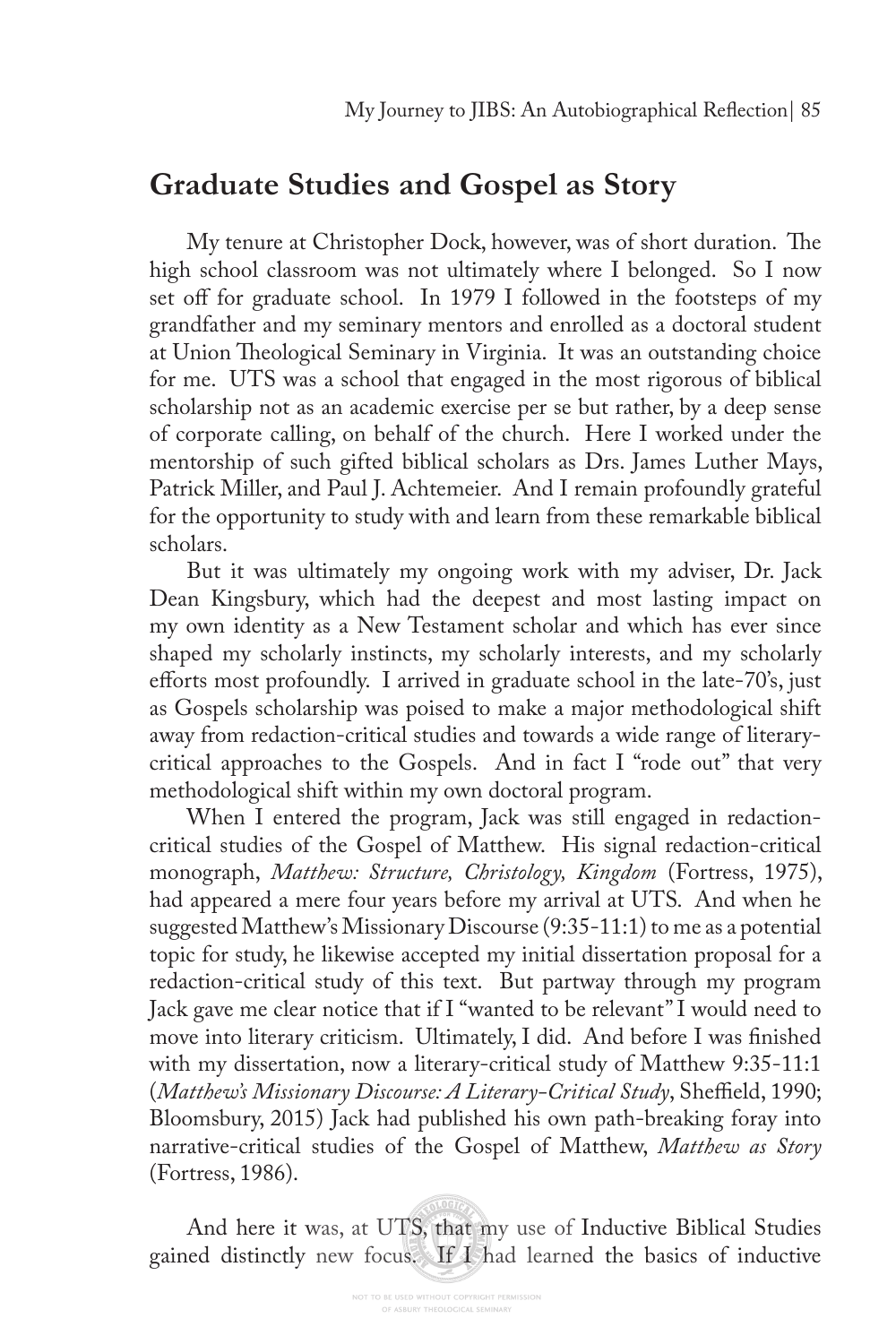## Graduate Studies and Gospel as Story

My tenure at Christopher Dock, however, was of short duration. The high school classroom was not ultimately where I belonged. So I now set off for graduate school. In 1979 I followed in the footsteps of my grandfather and my seminary mentors and enrolled as a doctoral student at Union Theological Seminary in Virginia. It was an outstanding choice for me. UTS was a school that engaged in the most rigorous of biblical scholarship not as an academic exercise per se but rather, by a deep sense of corporate calling, on behalf of the church. Here I worked under the mentorship of such gifted biblical scholars as Drs. James Luther Mays, Patrick Miller, and Paul J. Achtemeier. And I remain profoundly grateful for the opportunity to study with and learn from these remarkable biblical scholars.

But it was ultimately my ongoing work with my adviser, Dr. Jack Dean Kingsbury, which had the deepest and most lasting impact on my own identity as a New Testament scholar and which has ever since shaped my scholarly instincts, my scholarly interests, and my scholarly efforts most profoundly. I arrived in graduate school in the late-70's, just as Gospels scholarship was poised to make a major methodological shift away from redaction-critical studies and towards a wide range of literary-critical approaches to the Gospels. And in fact I "rode out" that very methodological shift within my own doctoral program.

When I entered the program, Jack was still engaged in redaction-critical studies of the Gospel of Matthew. His signal redaction-critical monograph, *Matthew: Structure, Christology, Kingdom* (Fortress, 1975), had appeared a mere four years before my arrival at UTS. And when he suggested Matthew's Missionary Discourse (9:35-11:1) to me as a potential topic for study, he likewise accepted my initial dissertation proposal for a redaction-critical study of this text. But partway through my program Jack gave me clear notice that if I "wanted to be relevant" I would need to move into literary criticism. Ultimately, I did. And before I was finished with my dissertation, now a literary-critical study of Matthew 9:35-11:1 (*Matthew's Missionary Discourse: A Literary-Critical Study*, Sheffield, 1990; Bloomsbury, 2015) Jack had published his own path-breaking foray into narrative-critical studies of the Gospel of Matthew, *Matthew as Story* (Fortress, 1986).

And here it was, at UTS, that my use of Inductive Biblical Studies gained distinctly new focus. If I had learned the basics of inductive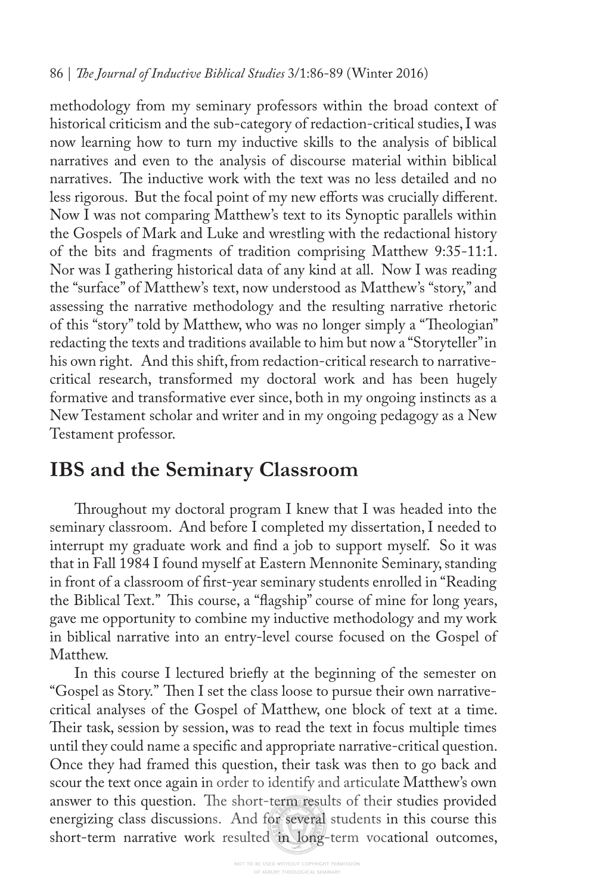methodology from my seminary professors within the broad context of historical criticism and the sub-category of redaction-critical studies, I was now learning how to turn my inductive skills to the analysis of biblical narratives and even to the analysis of discourse material within biblical narratives. The inductive work with the text was no less detailed and no less rigorous. But the focal point of my new efforts was crucially different. Now I was not comparing Matthew's text to its Synoptic parallels within the Gospels of Mark and Luke and wrestling with the redactional history of the bits and fragments of tradition comprising Matthew 9:35-11:1. Nor was I gathering historical data of any kind at all. Now I was reading the "surface" of Matthew's text, now understood as Matthew's "story," and assessing the narrative methodology and the resulting narrative rhetoric of this "story" told by Matthew, who was no longer simply a "Theologian" redacting the texts and traditions available to him but now a "Storyteller" in his own right. And this shift, from redaction-critical research to narrative-critical research, transformed my doctoral work and has been hugely formative and transformative ever since, both in my ongoing instincts as a New Testament scholar and writer and in my ongoing pedagogy as a New Testament professor.

## IBS and the Seminary Classroom

Throughout my doctoral program I knew that I was headed into the seminary classroom. And before I completed my dissertation, I needed to interrupt my graduate work and find a job to support myself. So it was that in Fall 1984 I found myself at Eastern Mennonite Seminary, standing in front of a classroom of first-year seminary students enrolled in "Reading the Biblical Text." This course, a "flagship" course of mine for long years, gave me opportunity to combine my inductive methodology and my work in biblical narrative into an entry-level course focused on the Gospel of Matthew.

In this course I lectured briefly at the beginning of the semester on "Gospel as Story." Then I set the class loose to pursue their own narrative-critical analyses of the Gospel of Matthew, one block of text at a time. Their task, session by session, was to read the text in focus multiple times until they could name a specific and appropriate narrative-critical question. Once they had framed this question, their task was then to go back and scour the text once again in order to identify and articulate Matthew's own answer to this question. The short-term results of their studies provided energizing class discussions. And for several students in this course this short-term narrative work resulted in long-term vocational outcomes,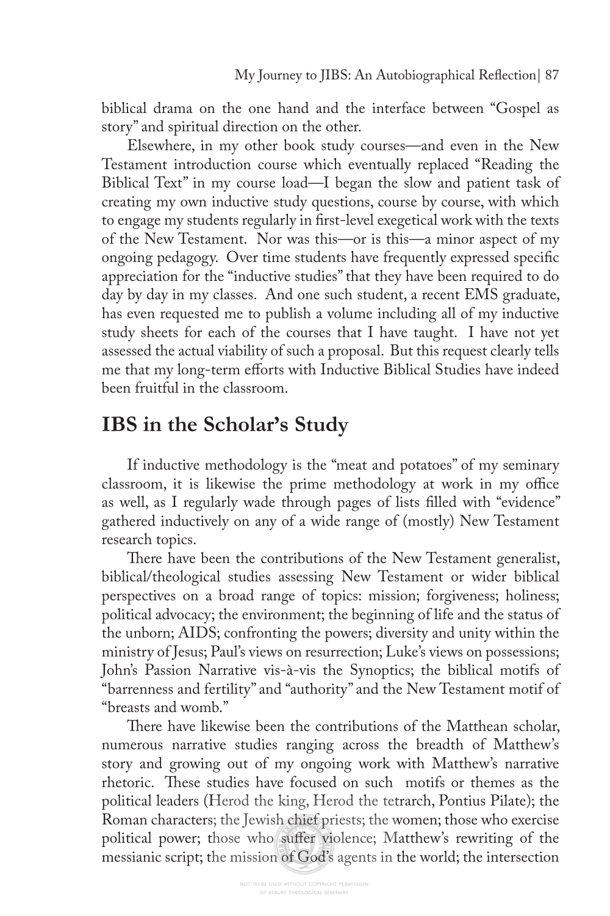biblical drama on the one hand and the interface between "Gospel as story" and spiritual direction on the other.

Elsewhere, in my other book study courses—and even in the New Testament introduction course which eventually replaced "Reading the Biblical Text" in my course load—I began the slow and patient task of creating my own inductive study questions, course by course, with which to engage my students regularly in first-level exegetical work with the texts of the New Testament. Nor was this—or is this—a minor aspect of my ongoing pedagogy. Over time students have frequently expressed specific appreciation for the "inductive studies" that they have been required to do day by day in my classes. And one such student, a recent EMS graduate, has even requested me to publish a volume including all of my inductive study sheets for each of the courses that I have taught. I have not yet assessed the actual viability of such a proposal. But this request clearly tells me that my long-term efforts with Inductive Biblical Studies have indeed been fruitful in the classroom.

## IBS in the Scholar's Study

If inductive methodology is the "meat and potatoes" of my seminary classroom, it is likewise the prime methodology at work in my office as well, as I regularly wade through pages of lists filled with "evidence" gathered inductively on any of a wide range of (mostly) New Testament research topics.

There have been the contributions of the New Testament generalist, biblical/theological studies assessing New Testament or wider biblical perspectives on a broad range of topics: mission; forgiveness; holiness; political advocacy; the environment; the beginning of life and the status of the unborn; AIDS; confronting the powers; diversity and unity within the ministry of Jesus; Paul's views on resurrection; Luke's views on possessions; John's Passion Narrative vis-à-vis the Synoptics; the biblical motifs of "barrenness and fertility" and "authority" and the New Testament motif of "breasts and womb."

There have likewise been the contributions of the Matthean scholar, numerous narrative studies ranging across the breadth of Matthew's story and growing out of my ongoing work with Matthew's narrative rhetoric. These studies have focused on such motifs or themes as the political leaders (Herod the king, Herod the tetrarch, Pontius Pilate); the Roman characters; the Jewish chief priests; the women; those who exercise political power; those who suffer violence; Matthew's rewriting of the messianic script; the mission of God's agents in the world; the intersection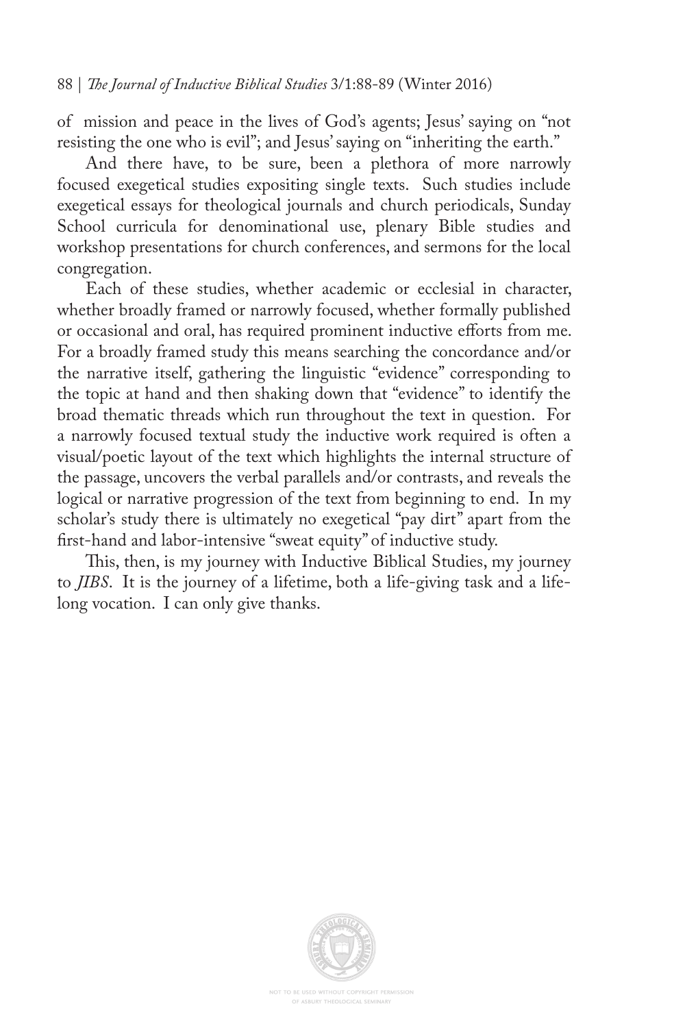of mission and peace in the lives of God's agents; Jesus' saying on "not resisting the one who is evil"; and Jesus' saying on "inheriting the earth."

And there have, to be sure, been a plethora of more narrowly focused exegetical studies expositing single texts. Such studies include exegetical essays for theological journals and church periodicals, Sunday School curricula for denominational use, plenary Bible studies and workshop presentations for church conferences, and sermons for the local congregation.

Each of these studies, whether academic or ecclesial in character, whether broadly framed or narrowly focused, whether formally published or occasional and oral, has required prominent inductive efforts from me. For a broadly framed study this means searching the concordance and/or the narrative itself, gathering the linguistic "evidence" corresponding to the topic at hand and then shaking down that "evidence" to identify the broad thematic threads which run throughout the text in question. For a narrowly focused textual study the inductive work required is often a visual/poetic layout of the text which highlights the internal structure of the passage, uncovers the verbal parallels and/or contrasts, and reveals the logical or narrative progression of the text from beginning to end. In my scholar's study there is ultimately no exegetical "pay dirt" apart from the first-hand and labor-intensive "sweat equity" of inductive study.

This, then, is my journey with Inductive Biblical Studies, my journey to *JIBS*. It is the journey of a lifetime, both a life-giving task and a life-long vocation. I can only give thanks.